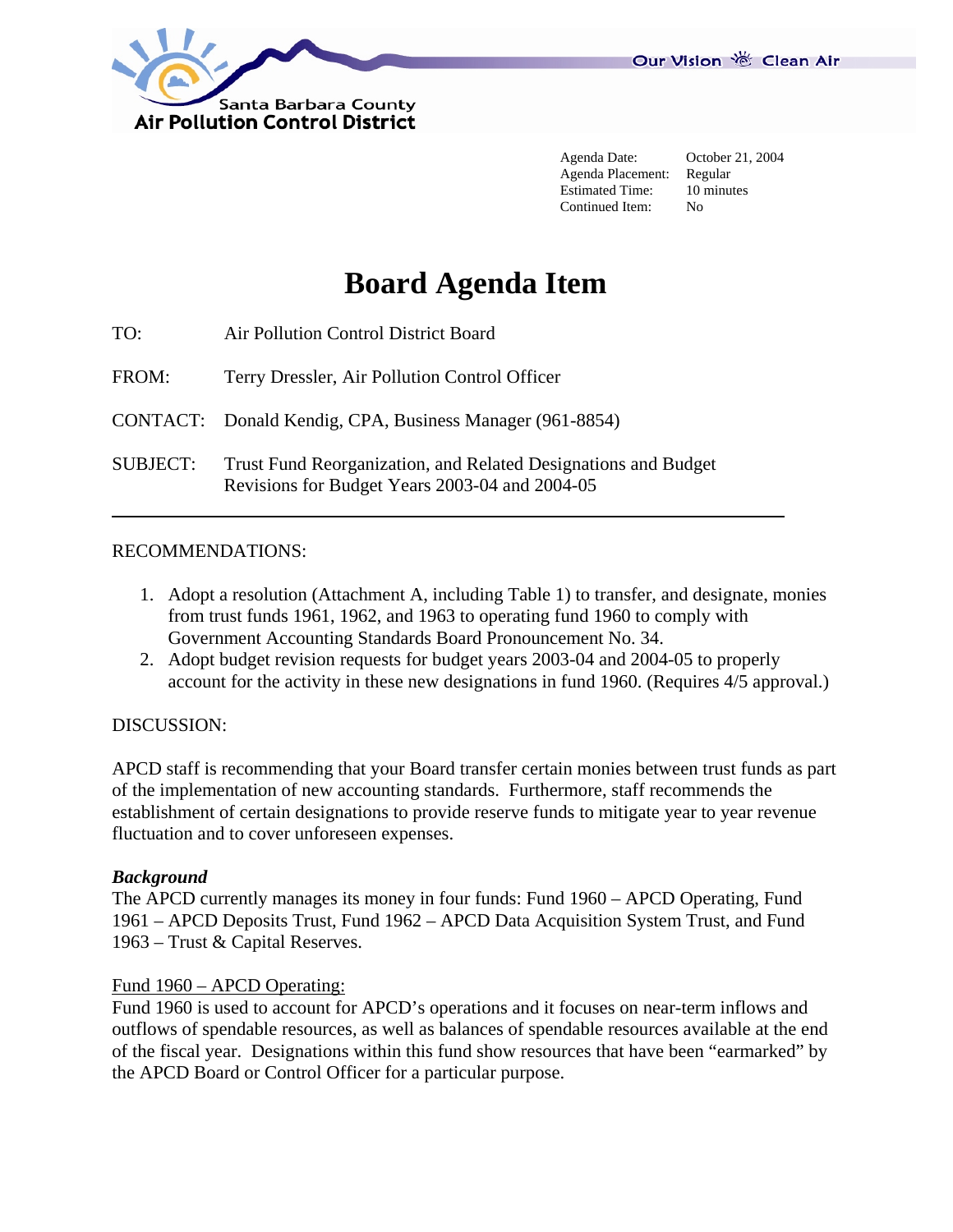Santa Barbara County
Air Pollution Control District

Our Vision Clean Air

| | |
|---|---|
| Agenda Date: | October 21, 2004 |
| Agenda Placement: | Regular |
| Estimated Time: | 10 minutes |
| Continued Item: | No |

# Board Agenda Item

TO: Air Pollution Control District Board

FROM: Terry Dressler, Air Pollution Control Officer

CONTACT: Donald Kendig, CPA, Business Manager (961-8854)

SUBJECT: Trust Fund Reorganization, and Related Designations and Budget Revisions for Budget Years 2003-04 and 2004-05

---

RECOMMENDATIONS:

1. Adopt a resolution (Attachment A, including Table 1) to transfer, and designate, monies from trust funds 1961, 1962, and 1963 to operating fund 1960 to comply with Government Accounting Standards Board Pronouncement No. 34.
2. Adopt budget revision requests for budget years 2003-04 and 2004-05 to properly account for the activity in these new designations in fund 1960. (Requires 4/5 approval.)

DISCUSSION:

APCD staff is recommending that your Board transfer certain monies between trust funds as part of the implementation of new accounting standards. Furthermore, staff recommends the establishment of certain designations to provide reserve funds to mitigate year to year revenue fluctuation and to cover unforeseen expenses.

***Background***

The APCD currently manages its money in four funds: Fund 1960 – APCD Operating, Fund 1961 – APCD Deposits Trust, Fund 1962 – APCD Data Acquisition System Trust, and Fund 1963 – Trust & Capital Reserves.

<u>Fund 1960 – APCD Operating:</u>

Fund 1960 is used to account for APCD's operations and it focuses on near-term inflows and outflows of spendable resources, as well as balances of spendable resources available at the end of the fiscal year. Designations within this fund show resources that have been "earmarked" by the APCD Board or Control Officer for a particular purpose.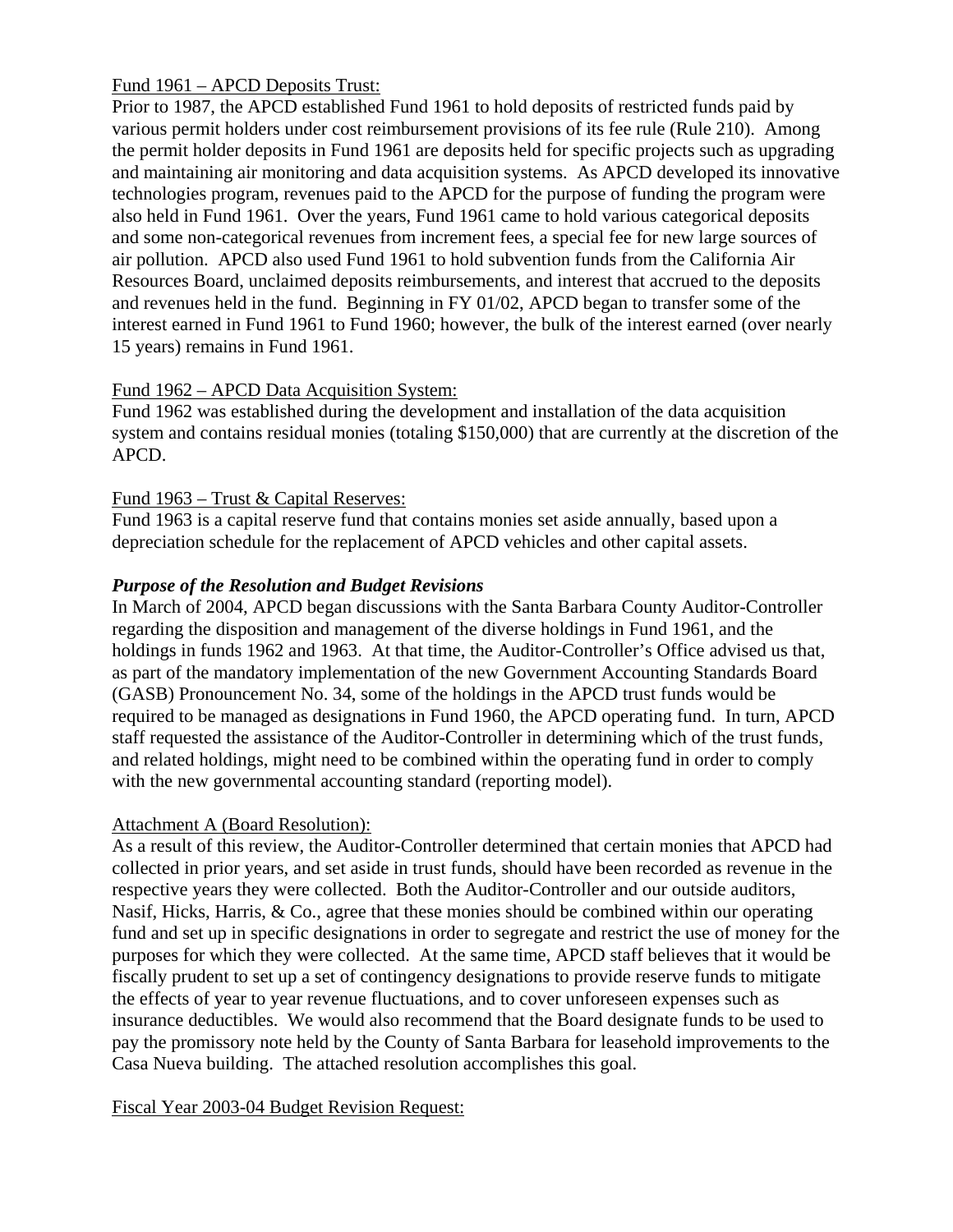Fund 1961 – APCD Deposits Trust:

Prior to 1987, the APCD established Fund 1961 to hold deposits of restricted funds paid by various permit holders under cost reimbursement provisions of its fee rule (Rule 210). Among the permit holder deposits in Fund 1961 are deposits held for specific projects such as upgrading and maintaining air monitoring and data acquisition systems. As APCD developed its innovative technologies program, revenues paid to the APCD for the purpose of funding the program were also held in Fund 1961. Over the years, Fund 1961 came to hold various categorical deposits and some non-categorical revenues from increment fees, a special fee for new large sources of air pollution. APCD also used Fund 1961 to hold subvention funds from the California Air Resources Board, unclaimed deposits reimbursements, and interest that accrued to the deposits and revenues held in the fund. Beginning in FY 01/02, APCD began to transfer some of the interest earned in Fund 1961 to Fund 1960; however, the bulk of the interest earned (over nearly 15 years) remains in Fund 1961.

Fund 1962 – APCD Data Acquisition System:

Fund 1962 was established during the development and installation of the data acquisition system and contains residual monies (totaling $150,000) that are currently at the discretion of the APCD.

Fund 1963 – Trust & Capital Reserves:

Fund 1963 is a capital reserve fund that contains monies set aside annually, based upon a depreciation schedule for the replacement of APCD vehicles and other capital assets.

***Purpose of the Resolution and Budget Revisions***

In March of 2004, APCD began discussions with the Santa Barbara County Auditor-Controller regarding the disposition and management of the diverse holdings in Fund 1961, and the holdings in funds 1962 and 1963. At that time, the Auditor-Controller's Office advised us that, as part of the mandatory implementation of the new Government Accounting Standards Board (GASB) Pronouncement No. 34, some of the holdings in the APCD trust funds would be required to be managed as designations in Fund 1960, the APCD operating fund. In turn, APCD staff requested the assistance of the Auditor-Controller in determining which of the trust funds, and related holdings, might need to be combined within the operating fund in order to comply with the new governmental accounting standard (reporting model).

Attachment A (Board Resolution):

As a result of this review, the Auditor-Controller determined that certain monies that APCD had collected in prior years, and set aside in trust funds, should have been recorded as revenue in the respective years they were collected. Both the Auditor-Controller and our outside auditors, Nasif, Hicks, Harris, & Co., agree that these monies should be combined within our operating fund and set up in specific designations in order to segregate and restrict the use of money for the purposes for which they were collected. At the same time, APCD staff believes that it would be fiscally prudent to set up a set of contingency designations to provide reserve funds to mitigate the effects of year to year revenue fluctuations, and to cover unforeseen expenses such as insurance deductibles. We would also recommend that the Board designate funds to be used to pay the promissory note held by the County of Santa Barbara for leasehold improvements to the Casa Nueva building. The attached resolution accomplishes this goal.

Fiscal Year 2003-04 Budget Revision Request: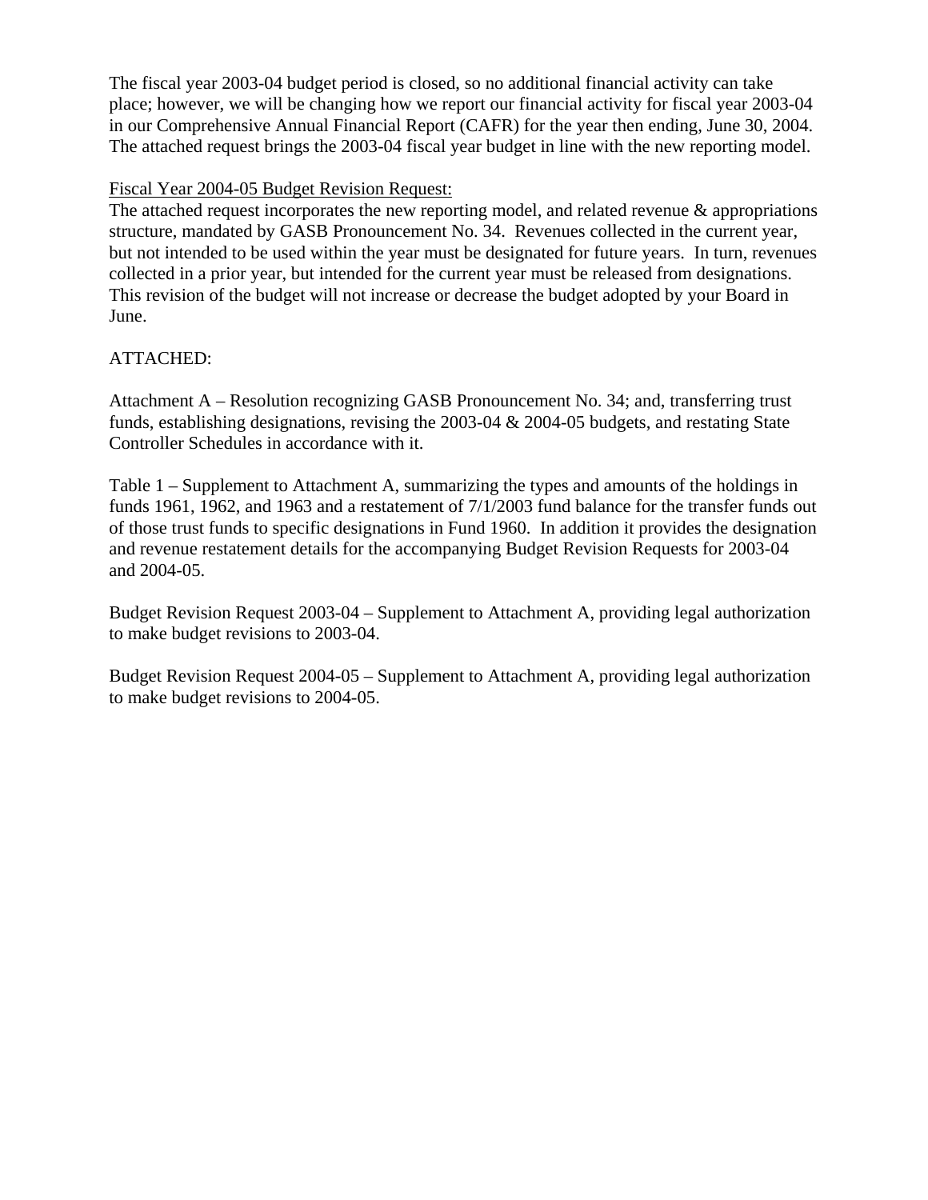The fiscal year 2003-04 budget period is closed, so no additional financial activity can take place; however, we will be changing how we report our financial activity for fiscal year 2003-04 in our Comprehensive Annual Financial Report (CAFR) for the year then ending, June 30, 2004. The attached request brings the 2003-04 fiscal year budget in line with the new reporting model.

Fiscal Year 2004-05 Budget Revision Request:

The attached request incorporates the new reporting model, and related revenue & appropriations structure, mandated by GASB Pronouncement No. 34. Revenues collected in the current year, but not intended to be used within the year must be designated for future years. In turn, revenues collected in a prior year, but intended for the current year must be released from designations. This revision of the budget will not increase or decrease the budget adopted by your Board in June.

ATTACHED:

Attachment A – Resolution recognizing GASB Pronouncement No. 34; and, transferring trust funds, establishing designations, revising the 2003-04 & 2004-05 budgets, and restating State Controller Schedules in accordance with it.

Table 1 – Supplement to Attachment A, summarizing the types and amounts of the holdings in funds 1961, 1962, and 1963 and a restatement of 7/1/2003 fund balance for the transfer funds out of those trust funds to specific designations in Fund 1960. In addition it provides the designation and revenue restatement details for the accompanying Budget Revision Requests for 2003-04 and 2004-05.

Budget Revision Request 2003-04 – Supplement to Attachment A, providing legal authorization to make budget revisions to 2003-04.

Budget Revision Request 2004-05 – Supplement to Attachment A, providing legal authorization to make budget revisions to 2004-05.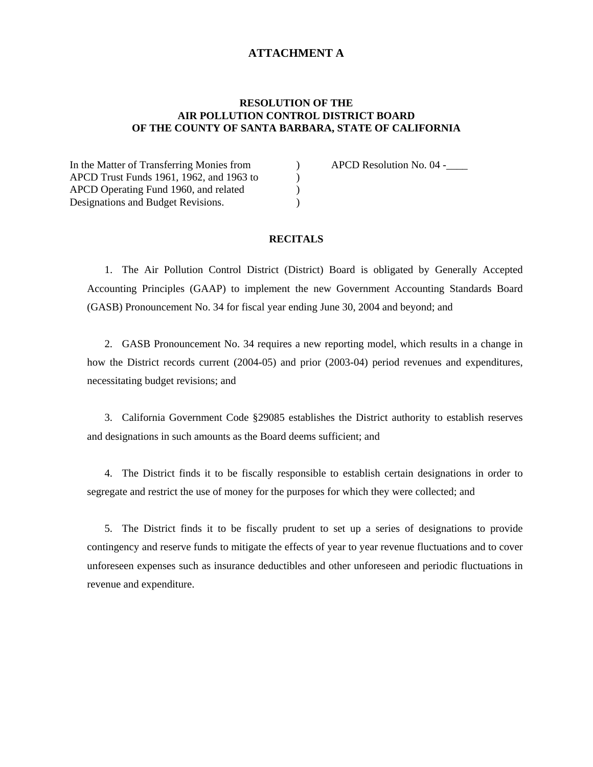# ATTACHMENT A

## RESOLUTION OF THE
## AIR POLLUTION CONTROL DISTRICT BOARD
## OF THE COUNTY OF SANTA BARBARA, STATE OF CALIFORNIA

| | | |
|---|---|---|
| In the Matter of Transferring Monies from APCD Trust Funds 1961, 1962, and 1963 to APCD Operating Fund 1960, and related Designations and Budget Revisions. | ) ) ) ) | APCD Resolution No. 04 -____ |

### RECITALS

1. The Air Pollution Control District (District) Board is obligated by Generally Accepted Accounting Principles (GAAP) to implement the new Government Accounting Standards Board (GASB) Pronouncement No. 34 for fiscal year ending June 30, 2004 and beyond; and

2. GASB Pronouncement No. 34 requires a new reporting model, which results in a change in how the District records current (2004-05) and prior (2003-04) period revenues and expenditures, necessitating budget revisions; and

3. California Government Code §29085 establishes the District authority to establish reserves and designations in such amounts as the Board deems sufficient; and

4. The District finds it to be fiscally responsible to establish certain designations in order to segregate and restrict the use of money for the purposes for which they were collected; and

5. The District finds it to be fiscally prudent to set up a series of designations to provide contingency and reserve funds to mitigate the effects of year to year revenue fluctuations and to cover unforeseen expenses such as insurance deductibles and other unforeseen and periodic fluctuations in revenue and expenditure.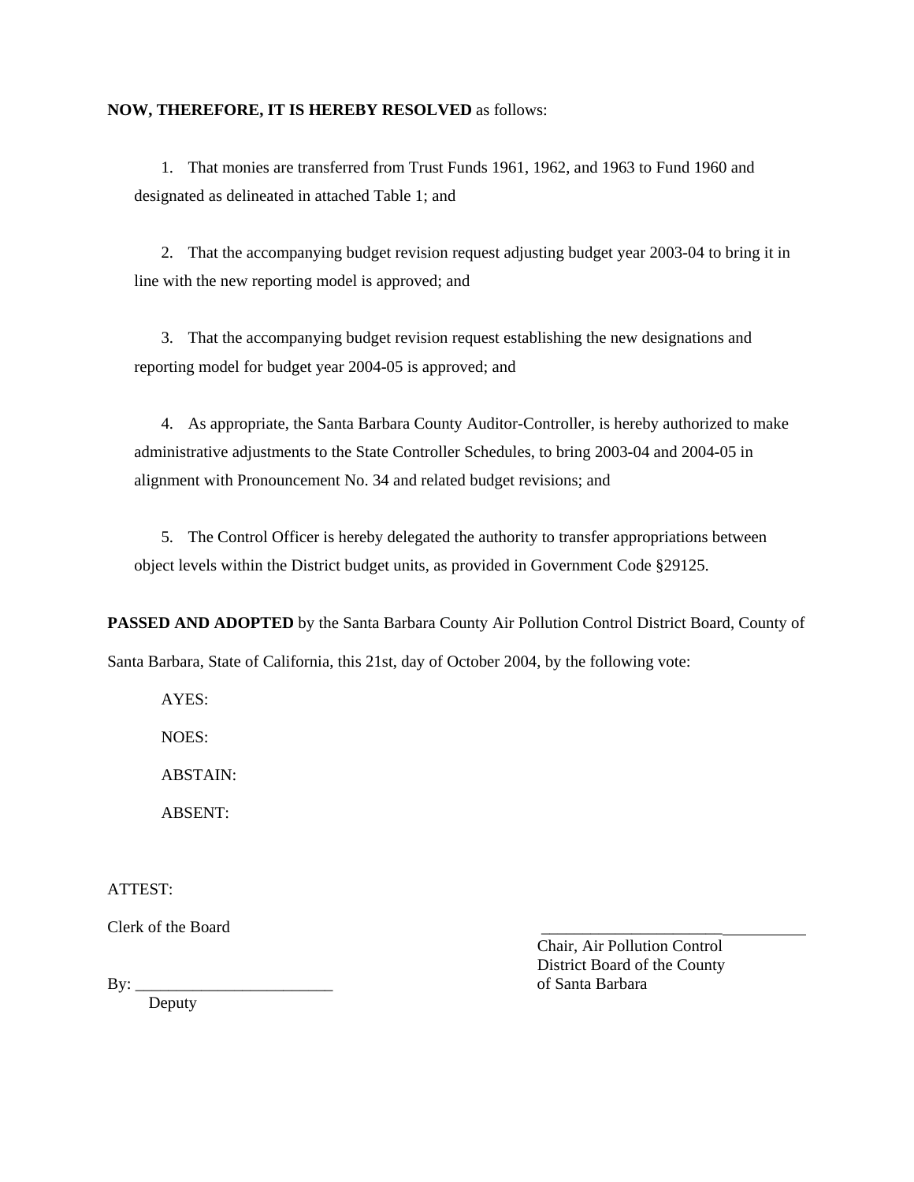**NOW, THEREFORE, IT IS HEREBY RESOLVED** as follows:

1. That monies are transferred from Trust Funds 1961, 1962, and 1963 to Fund 1960 and designated as delineated in attached Table 1; and

2. That the accompanying budget revision request adjusting budget year 2003-04 to bring it in line with the new reporting model is approved; and

3. That the accompanying budget revision request establishing the new designations and reporting model for budget year 2004-05 is approved; and

4. As appropriate, the Santa Barbara County Auditor-Controller, is hereby authorized to make administrative adjustments to the State Controller Schedules, to bring 2003-04 and 2004-05 in alignment with Pronouncement No. 34 and related budget revisions; and

5. The Control Officer is hereby delegated the authority to transfer appropriations between object levels within the District budget units, as provided in Government Code §29125.

**PASSED AND ADOPTED** by the Santa Barbara County Air Pollution Control District Board, County of Santa Barbara, State of California, this 21st, day of October 2004, by the following vote:

AYES:

NOES:

ABSTAIN:

ABSENT:

ATTEST:

Clerk of the Board

By: ________________________
Deputy

__________________________________
Chair, Air Pollution Control
District Board of the County
of Santa Barbara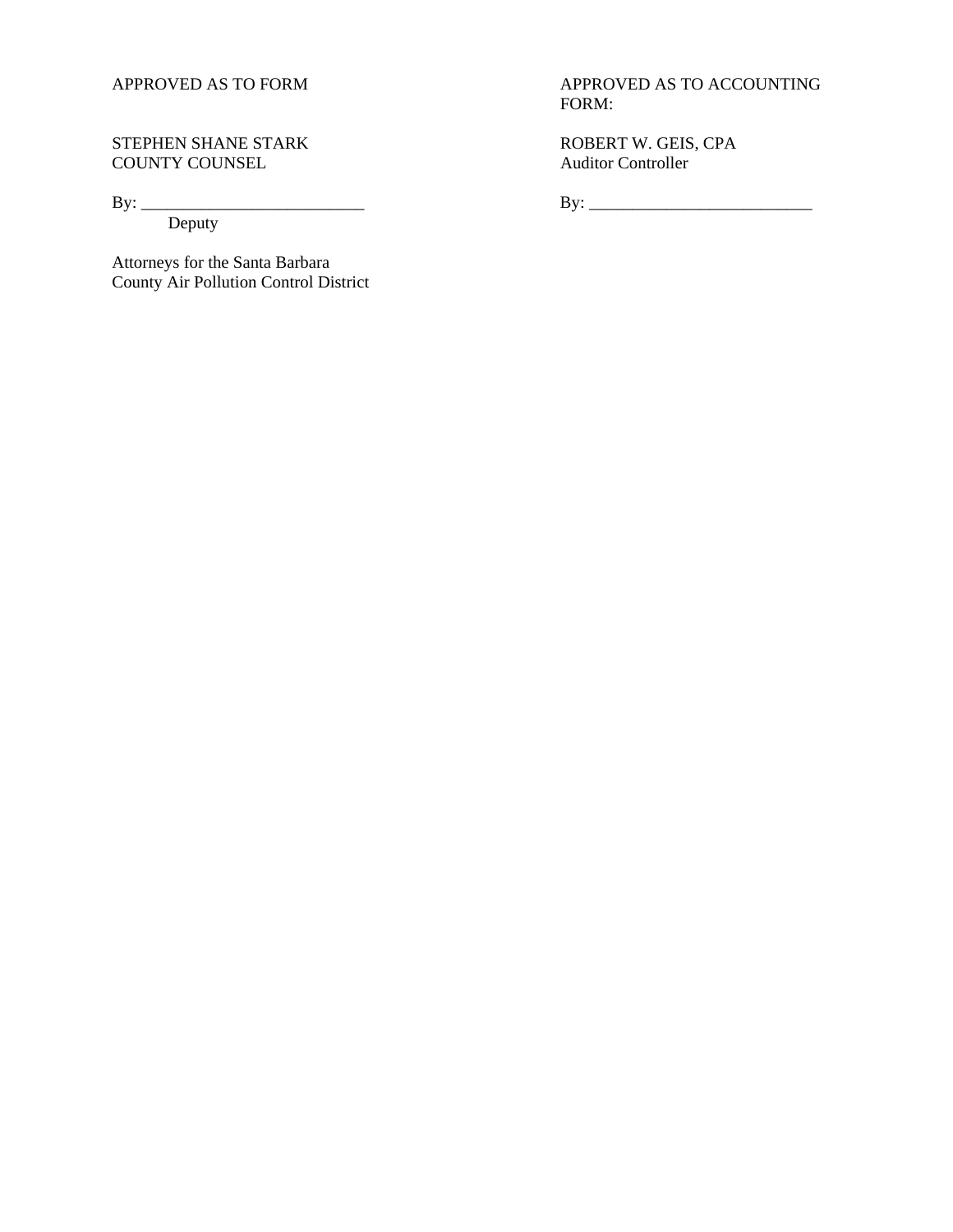APPROVED AS TO FORM

STEPHEN SHANE STARK
COUNTY COUNSEL

By: ___________________________
Deputy

Attorneys for the Santa Barbara
County Air Pollution Control District

APPROVED AS TO ACCOUNTING FORM:

ROBERT W. GEIS, CPA
Auditor Controller

By: ___________________________